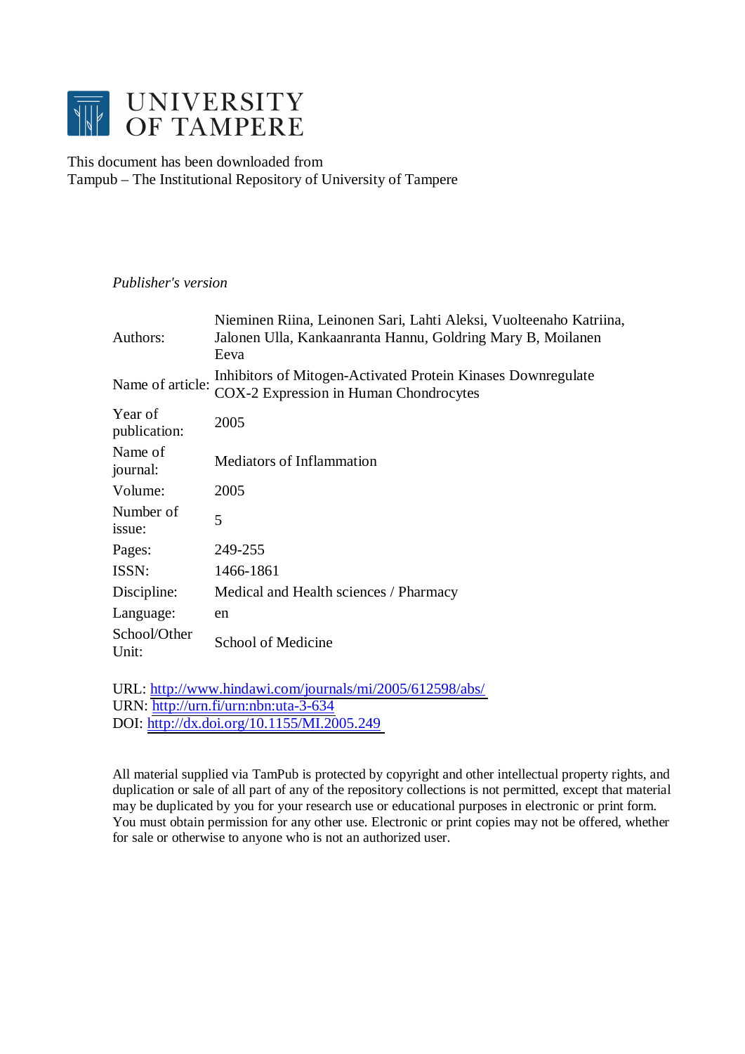# UNIVERSITY OF TAMPERE

This document has been downloaded from
Tampub – The Institutional Repository of University of Tampere

*Publisher's version*

| | |
|---|---|
| Authors: | Nieminen Riina, Leinonen Sari, Lahti Aleksi, Vuolteenaho Katriina, Jalonen Ulla, Kankaanranta Hannu, Goldring Mary B, Moilanen Eeva |
| Name of article: | Inhibitors of Mitogen-Activated Protein Kinases Downregulate COX-2 Expression in Human Chondrocytes |
| Year of publication: | 2005 |
| Name of journal: | Mediators of Inflammation |
| Volume: | 2005 |
| Number of issue: | 5 |
| Pages: | 249-255 |
| ISSN: | 1466-1861 |
| Discipline: | Medical and Health sciences / Pharmacy |
| Language: | en |
| School/Other Unit: | School of Medicine |

URL: http://www.hindawi.com/journals/mi/2005/612598/abs/
URN: http://urn.fi/urn:nbn:uta-3-634
DOI: http://dx.doi.org/10.1155/MI.2005.249

All material supplied via TamPub is protected by copyright and other intellectual property rights, and duplication or sale of all part of any of the repository collections is not permitted, except that material may be duplicated by you for your research use or educational purposes in electronic or print form. You must obtain permission for any other use. Electronic or print copies may not be offered, whether for sale or otherwise to anyone who is not an authorized user.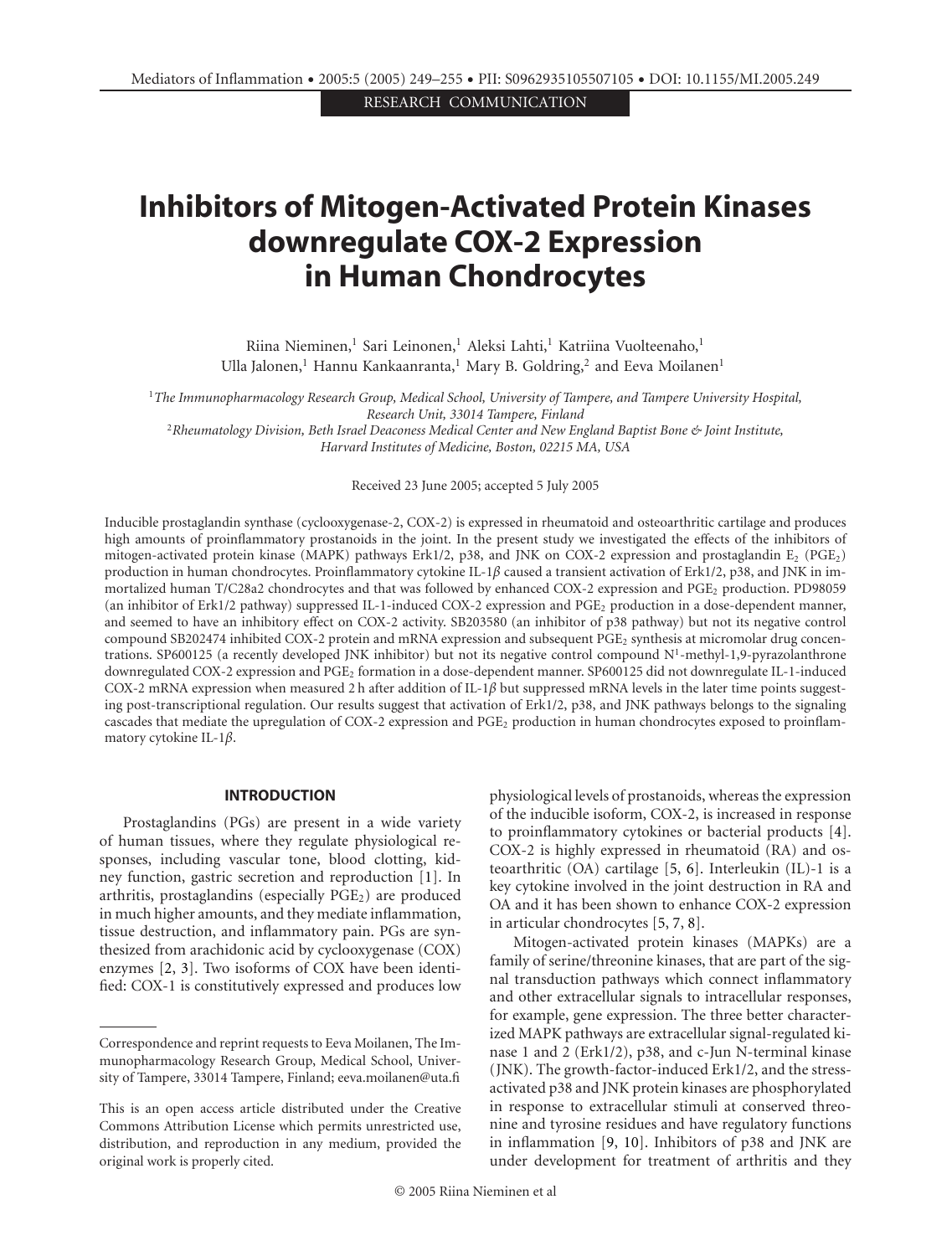# Inhibitors of Mitogen-Activated Protein Kinases downregulate COX-2 Expression in Human Chondrocytes

Riina Nieminen,[1] Sari Leinonen,[1] Aleksi Lahti,[1] Katriina Vuolteenaho,[1] Ulla Jalonen,[1] Hannu Kankaanranta,[1] Mary B. Goldring,[2] and Eeva Moilanen[1]

[1]*The Immunopharmacology Research Group, Medical School, University of Tampere, and Tampere University Hospital, Research Unit, 33014 Tampere, Finland*

[2]*Rheumatology Division, Beth Israel Deaconess Medical Center and New England Baptist Bone & Joint Institute, Harvard Institutes of Medicine, Boston, 02215 MA, USA*

Received 23 June 2005; accepted 5 July 2005

Inducible prostaglandin synthase (cyclooxygenase-2, COX-2) is expressed in rheumatoid and osteoarthritic cartilage and produces high amounts of proinflammatory prostanoids in the joint. In the present study we investigated the effects of the inhibitors of mitogen-activated protein kinase (MAPK) pathways Erk1/2, p38, and JNK on COX-2 expression and prostaglandin $E_2$ ($PGE_2$) production in human chondrocytes. Proinflammatory cytokine IL-1$\beta$ caused a transient activation of Erk1/2, p38, and JNK in immortalized human T/C28a2 chondrocytes and that was followed by enhanced COX-2 expression and $PGE_2$ production. PD98059 (an inhibitor of Erk1/2 pathway) suppressed IL-1-induced COX-2 expression and $PGE_2$ production in a dose-dependent manner, and seemed to have an inhibitory effect on COX-2 activity. SB203580 (an inhibitor of p38 pathway) but not its negative control compound SB202474 inhibited COX-2 protein and mRNA expression and subsequent $PGE_2$ synthesis at micromolar drug concentrations. SP600125 (a recently developed JNK inhibitor) but not its negative control compound N[1]-methyl-1,9-pyrazolanthrone downregulated COX-2 expression and $PGE_2$ formation in a dose-dependent manner. SP600125 did not downregulate IL-1-induced COX-2 mRNA expression when measured 2 h after addition of IL-1$\beta$ but suppressed mRNA levels in the later time points suggesting post-transcriptional regulation. Our results suggest that activation of Erk1/2, p38, and JNK pathways belongs to the signaling cascades that mediate the upregulation of COX-2 expression and $PGE_2$ production in human chondrocytes exposed to proinflammatory cytokine IL-1$\beta$.

## INTRODUCTION

Prostaglandins (PGs) are present in a wide variety of human tissues, where they regulate physiological responses, including vascular tone, blood clotting, kidney function, gastric secretion and reproduction [1]. In arthritis, prostaglandins (especially $PGE_2$) are produced in much higher amounts, and they mediate inflammation, tissue destruction, and inflammatory pain. PGs are synthesized from arachidonic acid by cyclooxygenase (COX) enzymes [2, 3]. Two isoforms of COX have been identified: COX-1 is constitutively expressed and produces low physiological levels of prostanoids, whereas the expression of the inducible isoform, COX-2, is increased in response to proinflammatory cytokines or bacterial products [4]. COX-2 is highly expressed in rheumatoid (RA) and osteoarthritic (OA) cartilage [5, 6]. Interleukin (IL)-1 is a key cytokine involved in the joint destruction in RA and OA and it has been shown to enhance COX-2 expression in articular chondrocytes [5, 7, 8].

Mitogen-activated protein kinases (MAPKs) are a family of serine/threonine kinases, that are part of the signal transduction pathways which connect inflammatory and other extracellular signals to intracellular responses, for example, gene expression. The three better characterized MAPK pathways are extracellular signal-regulated kinase 1 and 2 (Erk1/2), p38, and c-Jun N-terminal kinase (JNK). The growth-factor-induced Erk1/2, and the stress-activated p38 and JNK protein kinases are phosphorylated in response to extracellular stimuli at conserved threonine and tyrosine residues and have regulatory functions in inflammation [9, 10]. Inhibitors of p38 and JNK are under development for treatment of arthritis and they

Correspondence and reprint requests to Eeva Moilanen, The Immunopharmacology Research Group, Medical School, University of Tampere, 33014 Tampere, Finland; eeva.moilanen@uta.fi

This is an open access article distributed under the Creative Commons Attribution License which permits unrestricted use, distribution, and reproduction in any medium, provided the original work is properly cited.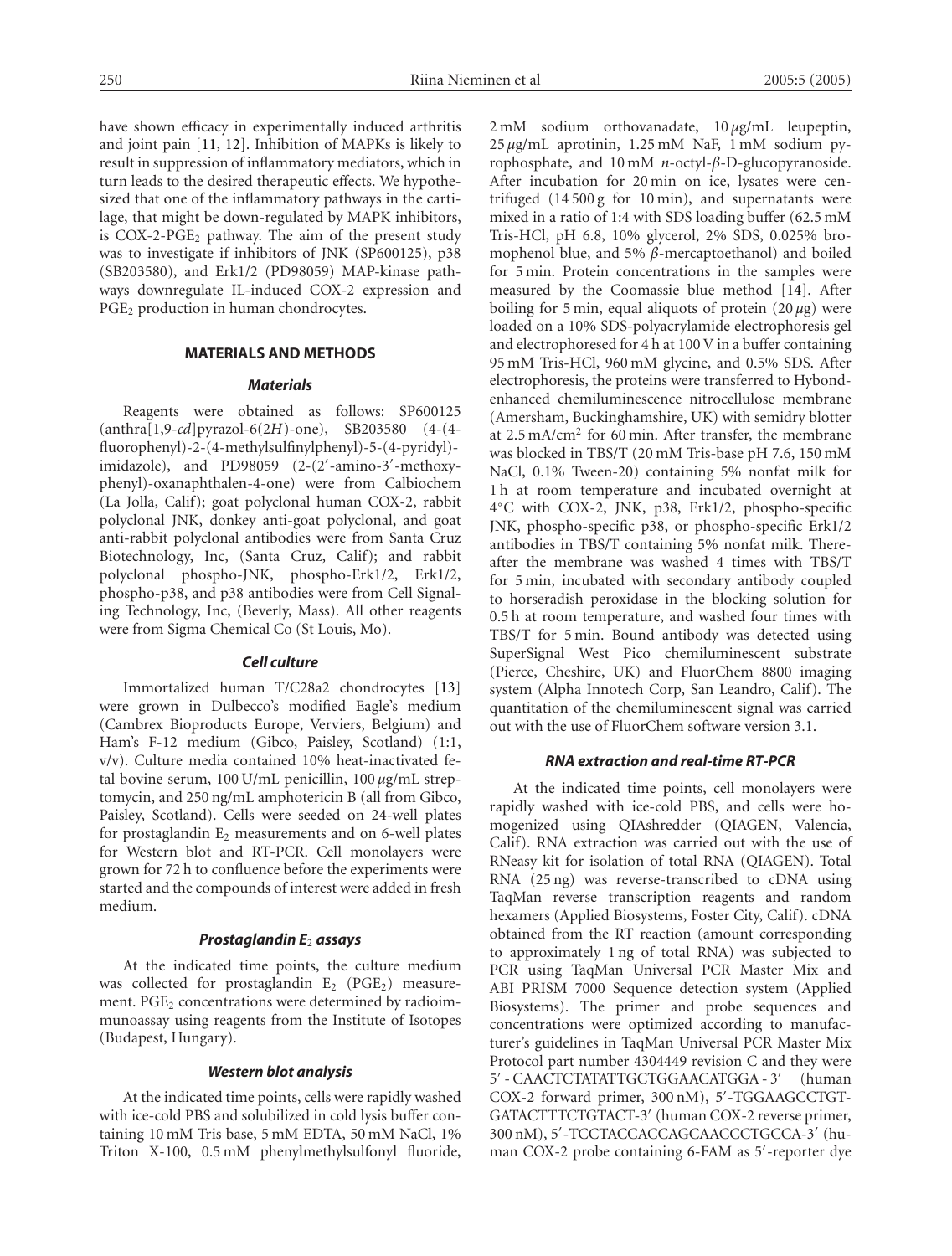have shown efficacy in experimentally induced arthritis and joint pain [11, 12]. Inhibition of MAPKs is likely to result in suppression of inflammatory mediators, which in turn leads to the desired therapeutic effects. We hypothesized that one of the inflammatory pathways in the cartilage, that might be down-regulated by MAPK inhibitors, is COX-2-$PGE_2$ pathway. The aim of the present study was to investigate if inhibitors of JNK (SP600125), p38 (SB203580), and Erk1/2 (PD98059) MAP-kinase pathways downregulate IL-induced COX-2 expression and $PGE_2$ production in human chondrocytes.

## MATERIALS AND METHODS

### *Materials*

Reagents were obtained as follows: SP600125 (anthra[1,9-*cd*]pyrazol-6(2*H*)-one), SB203580 (4-(4-fluorophenyl)-2-(4-methylsulfinylphenyl)-5-(4-pyridyl)-imidazole), and PD98059 (2-(2′-amino-3′-methoxyphenyl)-oxanaphthalen-4-one) were from Calbiochem (La Jolla, Calif); goat polyclonal human COX-2, rabbit polyclonal JNK, donkey anti-goat polyclonal, and goat anti-rabbit polyclonal antibodies were from Santa Cruz Biotechnology, Inc, (Santa Cruz, Calif); and rabbit polyclonal phospho-JNK, phospho-Erk1/2, Erk1/2, phospho-p38, and p38 antibodies were from Cell Signaling Technology, Inc, (Beverly, Mass). All other reagents were from Sigma Chemical Co (St Louis, Mo).

### *Cell culture*

Immortalized human T/C28a2 chondrocytes [13] were grown in Dulbecco's modified Eagle's medium (Cambrex Bioproducts Europe, Verviers, Belgium) and Ham's F-12 medium (Gibco, Paisley, Scotland) (1:1, v/v). Culture media contained 10% heat-inactivated fetal bovine serum, 100 U/mL penicillin, 100 $\mu$g/mL streptomycin, and 250 ng/mL amphotericin B (all from Gibco, Paisley, Scotland). Cells were seeded on 24-well plates for prostaglandin $E_2$ measurements and on 6-well plates for Western blot and RT-PCR. Cell monolayers were grown for 72 h to confluence before the experiments were started and the compounds of interest were added in fresh medium.

### *Prostaglandin $E_2$ assays*

At the indicated time points, the culture medium was collected for prostaglandin $E_2$ ($PGE_2$) measurement. $PGE_2$ concentrations were determined by radioimmunoassay using reagents from the Institute of Isotopes (Budapest, Hungary).

### *Western blot analysis*

At the indicated time points, cells were rapidly washed with ice-cold PBS and solubilized in cold lysis buffer containing 10 mM Tris base, 5 mM EDTA, 50 mM NaCl, 1% Triton X-100, 0.5 mM phenylmethylsulfonyl fluoride, 2 mM sodium orthovanadate, 10 $\mu$g/mL leupeptin, 25 $\mu$g/mL aprotinin, 1.25 mM NaF, 1 mM sodium pyrophosphate, and 10 mM *n*-octyl-$\beta$-D-glucopyranoside. After incubation for 20 min on ice, lysates were centrifuged (14 500 g for 10 min), and supernatants were mixed in a ratio of 1:4 with SDS loading buffer (62.5 mM Tris-HCl, pH 6.8, 10% glycerol, 2% SDS, 0.025% bromophenol blue, and 5% $\beta$-mercaptoethanol) and boiled for 5 min. Protein concentrations in the samples were measured by the Coomassie blue method [14]. After boiling for 5 min, equal aliquots of protein (20 $\mu$g) were loaded on a 10% SDS-polyacrylamide electrophoresis gel and electrophoresed for 4 h at 100 V in a buffer containing 95 mM Tris-HCl, 960 mM glycine, and 0.5% SDS. After electrophoresis, the proteins were transferred to Hybond-enhanced chemiluminescence nitrocellulose membrane (Amersham, Buckinghamshire, UK) with semidry blotter at 2.5 mA/$cm^2$ for 60 min. After transfer, the membrane was blocked in TBS/T (20 mM Tris-base pH 7.6, 150 mM NaCl, 0.1% Tween-20) containing 5% nonfat milk for 1 h at room temperature and incubated overnight at 4°C with COX-2, JNK, p38, Erk1/2, phospho-specific JNK, phospho-specific p38, or phospho-specific Erk1/2 antibodies in TBS/T containing 5% nonfat milk. Thereafter the membrane was washed 4 times with TBS/T for 5 min, incubated with secondary antibody coupled to horseradish peroxidase in the blocking solution for 0.5 h at room temperature, and washed four times with TBS/T for 5 min. Bound antibody was detected using SuperSignal West Pico chemiluminescent substrate (Pierce, Cheshire, UK) and FluorChem 8800 imaging system (Alpha Innotech Corp, San Leandro, Calif). The quantitation of the chemiluminescent signal was carried out with the use of FluorChem software version 3.1.

### *RNA extraction and real-time RT-PCR*

At the indicated time points, cell monolayers were rapidly washed with ice-cold PBS, and cells were homogenized using QIAshredder (QIAGEN, Valencia, Calif). RNA extraction was carried out with the use of RNeasy kit for isolation of total RNA (QIAGEN). Total RNA (25 ng) was reverse-transcribed to cDNA using TaqMan reverse transcription reagents and random hexamers (Applied Biosystems, Foster City, Calif). cDNA obtained from the RT reaction (amount corresponding to approximately 1 ng of total RNA) was subjected to PCR using TaqMan Universal PCR Master Mix and ABI PRISM 7000 Sequence detection system (Applied Biosystems). The primer and probe sequences and concentrations were optimized according to manufacturer's guidelines in TaqMan Universal PCR Master Mix Protocol part number 4304449 revision C and they were 5′ - CAACTCTATATTGCTGGAACATGGA - 3′ (human COX-2 forward primer, 300 nM), 5′-TGGAAGCCTGTGATACTTTCTGTACT-3′ (human COX-2 reverse primer, 300 nM), 5′-TCCTACCACCAGCAACCCTGCCA-3′ (human COX-2 probe containing 6-FAM as 5′-reporter dye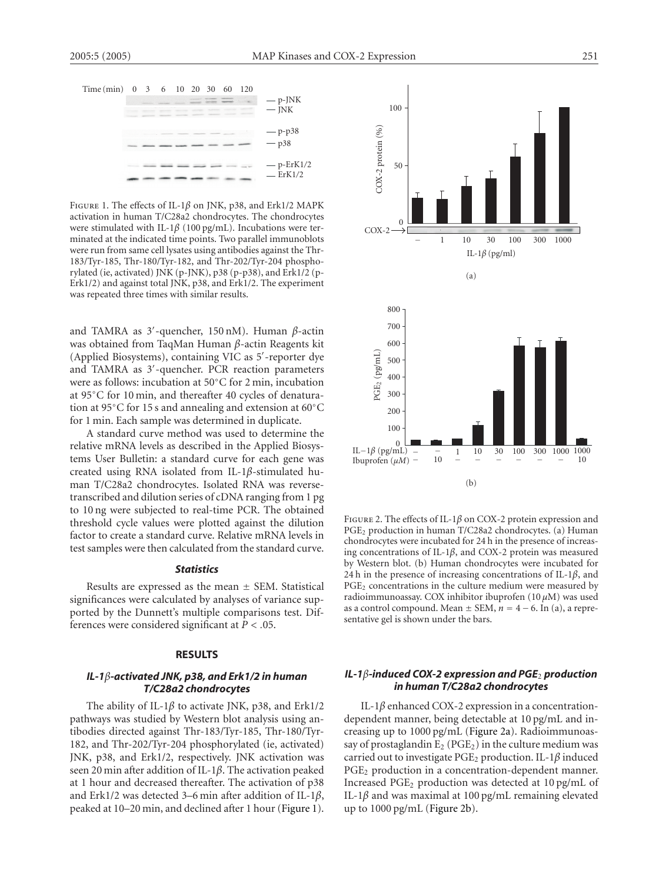Figure 1. The effects of IL-1$\beta$ on JNK, p38, and Erk1/2 MAPK activation in human T/C28a2 chondrocytes. The chondrocytes were stimulated with IL-1$\beta$ (100 pg/mL). Incubations were terminated at the indicated time points. Two parallel immunoblots were run from same cell lysates using antibodies against the Thr-183/Tyr-185, Thr-180/Tyr-182, and Thr-202/Tyr-204 phosphorylated (ie, activated) JNK (p-JNK), p38 (p-p38), and Erk1/2 (p-Erk1/2) and against total JNK, p38, and Erk1/2. The experiment was repeated three times with similar results.

and TAMRA as 3′-quencher, 150 nM). Human $\beta$-actin was obtained from TaqMan Human $\beta$-actin Reagents kit (Applied Biosystems), containing VIC as 5′-reporter dye and TAMRA as 3′-quencher. PCR reaction parameters were as follows: incubation at 50°C for 2 min, incubation at 95°C for 10 min, and thereafter 40 cycles of denaturation at 95°C for 15 s and annealing and extension at 60°C for 1 min. Each sample was determined in duplicate.

A standard curve method was used to determine the relative mRNA levels as described in the Applied Biosystems User Bulletin: a standard curve for each gene was created using RNA isolated from IL-1$\beta$-stimulated human T/C28a2 chondrocytes. Isolated RNA was reverse-transcribed and dilution series of cDNA ranging from 1 pg to 10 ng were subjected to real-time PCR. The obtained threshold cycle values were plotted against the dilution factor to create a standard curve. Relative mRNA levels in test samples were then calculated from the standard curve.

### *Statistics*

Results are expressed as the mean ± SEM. Statistical significances were calculated by analyses of variance supported by the Dunnett's multiple comparisons test. Differences were considered significant at $P < .05$.

## RESULTS

### *IL-1$\beta$-activated JNK, p38, and Erk1/2 in human T/C28a2 chondrocytes*

The ability of IL-1$\beta$ to activate JNK, p38, and Erk1/2 pathways was studied by Western blot analysis using antibodies directed against Thr-183/Tyr-185, Thr-180/Tyr-182, and Thr-202/Tyr-204 phosphorylated (ie, activated) JNK, p38, and Erk1/2, respectively. JNK activation was seen 20 min after addition of IL-1$\beta$. The activation peaked at 1 hour and decreased thereafter. The activation of p38 and Erk1/2 was detected 3–6 min after addition of IL-1$\beta$, peaked at 10–20 min, and declined after 1 hour (Figure 1).

Figure 2. The effects of IL-1$\beta$ on COX-2 protein expression and $PGE_2$ production in human T/C28a2 chondrocytes. (a) Human chondrocytes were incubated for 24 h in the presence of increasing concentrations of IL-1$\beta$, and COX-2 protein was measured by Western blot. (b) Human chondrocytes were incubated for 24 h in the presence of increasing concentrations of IL-1$\beta$, and $PGE_2$ concentrations in the culture medium were measured by radioimmunoassay. COX inhibitor ibuprofen (10 $\mu$M) was used as a control compound. Mean ± SEM, $n = 4-6$. In (a), a representative gel is shown under the bars.

### *IL-1$\beta$-induced COX-2 expression and $PGE_2$ production in human T/C28a2 chondrocytes*

IL-1$\beta$ enhanced COX-2 expression in a concentration-dependent manner, being detectable at 10 pg/mL and increasing up to 1000 pg/mL (Figure 2a). Radioimmunoassay of prostaglandin $E_2$ ($PGE_2$) in the culture medium was carried out to investigate $PGE_2$ production. IL-1$\beta$ induced $PGE_2$ production in a concentration-dependent manner. Increased $PGE_2$ production was detected at 10 pg/mL of IL-1$\beta$ and was maximal at 100 pg/mL remaining elevated up to 1000 pg/mL (Figure 2b).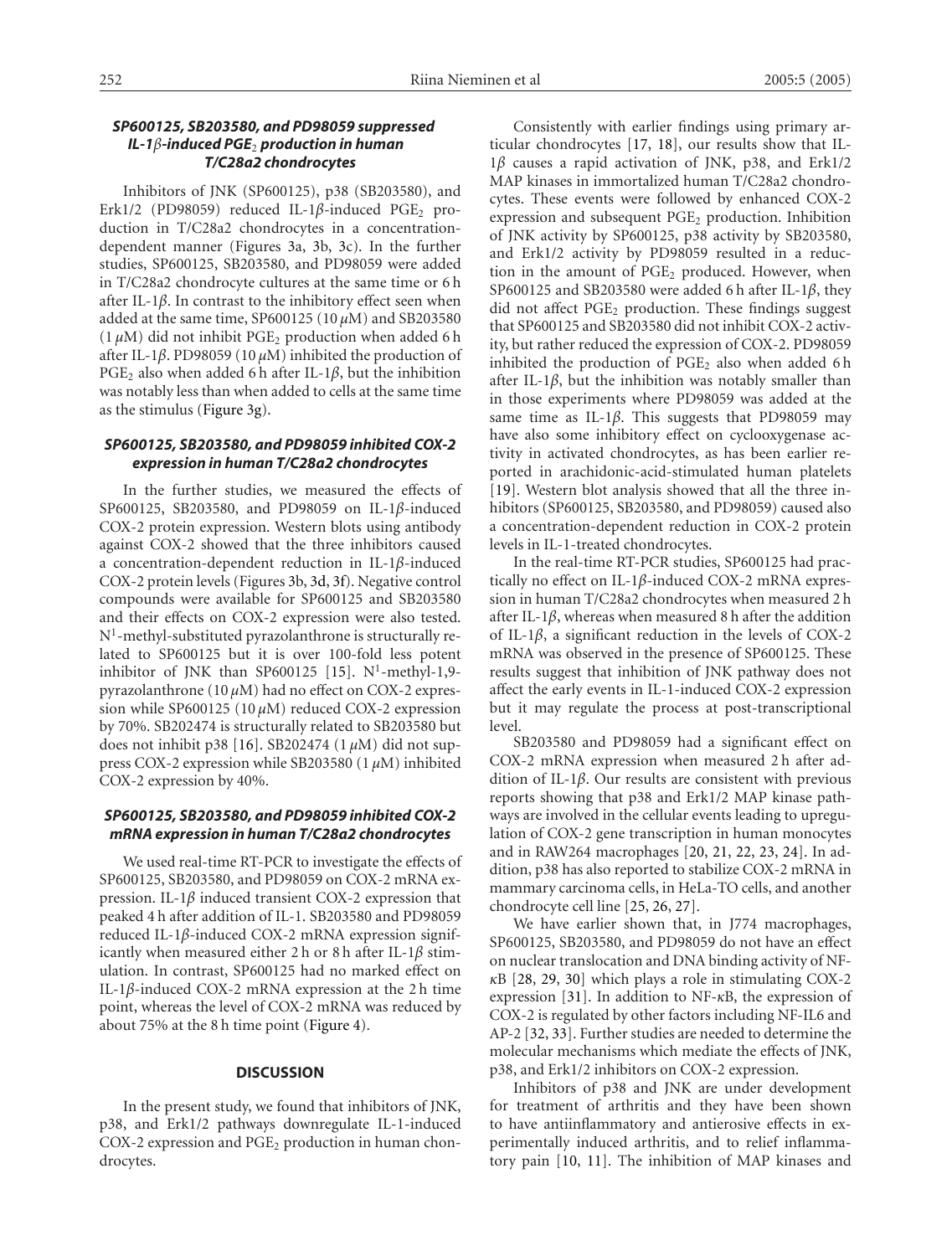### *SP600125, SB203580, and PD98059 suppressed IL-1β-induced $PGE_2$ production in human T/C28a2 chondrocytes*

Inhibitors of JNK (SP600125), p38 (SB203580), and Erk1/2 (PD98059) reduced IL-1β-induced $PGE_2$ production in T/C28a2 chondrocytes in a concentration-dependent manner (Figures 3a, 3b, 3c). In the further studies, SP600125, SB203580, and PD98059 were added in T/C28a2 chondrocyte cultures at the same time or 6 h after IL-1β. In contrast to the inhibitory effect seen when added at the same time, SP600125 (10 μM) and SB203580 (1 μM) did not inhibit $PGE_2$ production when added 6 h after IL-1β. PD98059 (10 μM) inhibited the production of $PGE_2$ also when added 6 h after IL-1β, but the inhibition was notably less than when added to cells at the same time as the stimulus (Figure 3g).

### *SP600125, SB203580, and PD98059 inhibited COX-2 expression in human T/C28a2 chondrocytes*

In the further studies, we measured the effects of SP600125, SB203580, and PD98059 on IL-1β-induced COX-2 protein expression. Western blots using antibody against COX-2 showed that the three inhibitors caused a concentration-dependent reduction in IL-1β-induced COX-2 protein levels (Figures 3b, 3d, 3f). Negative control compounds were available for SP600125 and SB203580 and their effects on COX-2 expression were also tested. $N^1$-methyl-substituted pyrazolanthrone is structurally related to SP600125 but it is over 100-fold less potent inhibitor of JNK than SP600125 [15]. $N^1$-methyl-1,9-pyrazolanthrone (10 μM) had no effect on COX-2 expression while SP600125 (10 μM) reduced COX-2 expression by 70%. SB202474 is structurally related to SB203580 but does not inhibit p38 [16]. SB202474 (1 μM) did not suppress COX-2 expression while SB203580 (1 μM) inhibited COX-2 expression by 40%.

### *SP600125, SB203580, and PD98059 inhibited COX-2 mRNA expression in human T/C28a2 chondrocytes*

We used real-time RT-PCR to investigate the effects of SP600125, SB203580, and PD98059 on COX-2 mRNA expression. IL-1β induced transient COX-2 expression that peaked 4 h after addition of IL-1. SB203580 and PD98059 reduced IL-1β-induced COX-2 mRNA expression significantly when measured either 2 h or 8 h after IL-1β stimulation. In contrast, SP600125 had no marked effect on IL-1β-induced COX-2 mRNA expression at the 2 h time point, whereas the level of COX-2 mRNA was reduced by about 75% at the 8 h time point (Figure 4).

## DISCUSSION

In the present study, we found that inhibitors of JNK, p38, and Erk1/2 pathways downregulate IL-1-induced COX-2 expression and $PGE_2$ production in human chondrocytes.

Consistently with earlier findings using primary articular chondrocytes [17, 18], our results show that IL-1β causes a rapid activation of JNK, p38, and Erk1/2 MAP kinases in immortalized human T/C28a2 chondrocytes. These events were followed by enhanced COX-2 expression and subsequent $PGE_2$ production. Inhibition of JNK activity by SP600125, p38 activity by SB203580, and Erk1/2 activity by PD98059 resulted in a reduction in the amount of $PGE_2$ produced. However, when SP600125 and SB203580 were added 6 h after IL-1β, they did not affect $PGE_2$ production. These findings suggest that SP600125 and SB203580 did not inhibit COX-2 activity, but rather reduced the expression of COX-2. PD98059 inhibited the production of $PGE_2$ also when added 6 h after IL-1β, but the inhibition was notably smaller than in those experiments where PD98059 was added at the same time as IL-1β. This suggests that PD98059 may have also some inhibitory effect on cyclooxygenase activity in activated chondrocytes, as has been earlier reported in arachidonic-acid-stimulated human platelets [19]. Western blot analysis showed that all the three inhibitors (SP600125, SB203580, and PD98059) caused also a concentration-dependent reduction in COX-2 protein levels in IL-1-treated chondrocytes.

In the real-time RT-PCR studies, SP600125 had practically no effect on IL-1β-induced COX-2 mRNA expression in human T/C28a2 chondrocytes when measured 2 h after IL-1β, whereas when measured 8 h after the addition of IL-1β, a significant reduction in the levels of COX-2 mRNA was observed in the presence of SP600125. These results suggest that inhibition of JNK pathway does not affect the early events in IL-1-induced COX-2 expression but it may regulate the process at post-transcriptional level.

SB203580 and PD98059 had a significant effect on COX-2 mRNA expression when measured 2 h after addition of IL-1β. Our results are consistent with previous reports showing that p38 and Erk1/2 MAP kinase pathways are involved in the cellular events leading to upregulation of COX-2 gene transcription in human monocytes and in RAW264 macrophages [20, 21, 22, 23, 24]. In addition, p38 has also reported to stabilize COX-2 mRNA in mammary carcinoma cells, in HeLa-TO cells, and another chondrocyte cell line [25, 26, 27].

We have earlier shown that, in J774 macrophages, SP600125, SB203580, and PD98059 do not have an effect on nuclear translocation and DNA binding activity of NF-κB [28, 29, 30] which plays a role in stimulating COX-2 expression [31]. In addition to NF-κB, the expression of COX-2 is regulated by other factors including NF-IL6 and AP-2 [32, 33]. Further studies are needed to determine the molecular mechanisms which mediate the effects of JNK, p38, and Erk1/2 inhibitors on COX-2 expression.

Inhibitors of p38 and JNK are under development for treatment of arthritis and they have been shown to have antiinflammatory and antierosive effects in experimentally induced arthritis, and to relief inflammatory pain [10, 11]. The inhibition of MAP kinases and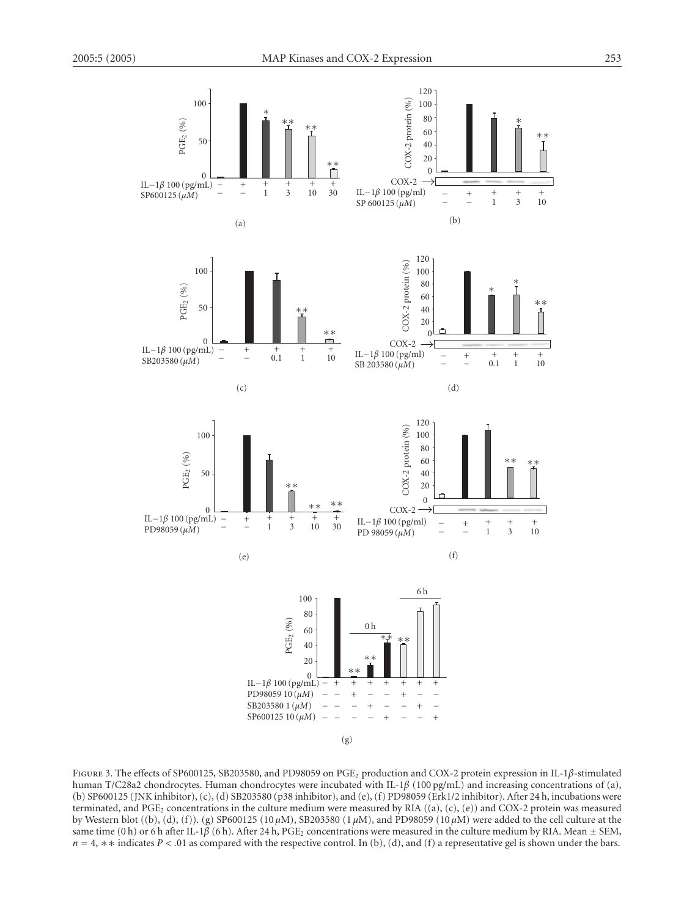Figure 3. The effects of SP600125, SB203580, and PD98059 on $PGE_2$ production and COX-2 protein expression in IL-1$\beta$-stimulated human T/C28a2 chondrocytes. Human chondrocytes were incubated with IL-1$\beta$ (100 pg/mL) and increasing concentrations of (a), (b) SP600125 (JNK inhibitor), (c), (d) SB203580 (p38 inhibitor), and (e), (f) PD98059 (Erk1/2 inhibitor). After 24 h, incubations were terminated, and $PGE_2$ concentrations in the culture medium were measured by RIA ((a), (c), (e)) and COX-2 protein was measured by Western blot ((b), (d), (f)). (g) SP600125 (10 $\mu$M), SB203580 (1 $\mu$M), and PD98059 (10 $\mu$M) were added to the cell culture at the same time (0 h) or 6 h after IL-1$\beta$ (6 h). After 24 h, $PGE_2$ concentrations were measured in the culture medium by RIA. Mean $\pm$ SEM, $n = 4$, $**$ indicates $P < .01$ as compared with the respective control. In (b), (d), and (f) a representative gel is shown under the bars.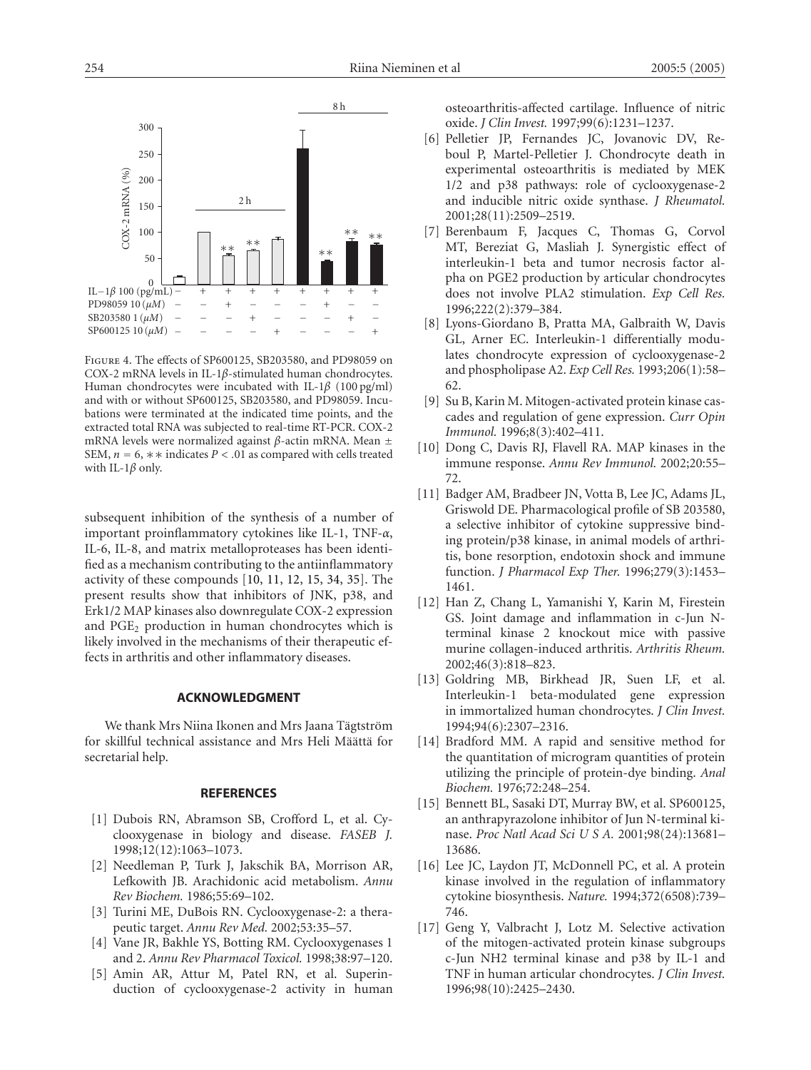Figure 4. The effects of SP600125, SB203580, and PD98059 on COX-2 mRNA levels in IL-1$\beta$-stimulated human chondrocytes. Human chondrocytes were incubated with IL-1$\beta$ (100 pg/ml) and with or without SP600125, SB203580, and PD98059. Incubations were terminated at the indicated time points, and the extracted total RNA was subjected to real-time RT-PCR. COX-2 mRNA levels were normalized against $\beta$-actin mRNA. Mean ± SEM, $n = 6$, ∗∗ indicates $P < .01$ as compared with cells treated with IL-1$\beta$ only.

subsequent inhibition of the synthesis of a number of important proinflammatory cytokines like IL-1, TNF-$\alpha$, IL-6, IL-8, and matrix metalloproteases has been identified as a mechanism contributing to the antiinflammatory activity of these compounds [10, 11, 12, 15, 34, 35]. The present results show that inhibitors of JNK, p38, and Erk1/2 MAP kinases also downregulate COX-2 expression and $PGE_2$ production in human chondrocytes which is likely involved in the mechanisms of their therapeutic effects in arthritis and other inflammatory diseases.

## ACKNOWLEDGMENT

We thank Mrs Niina Ikonen and Mrs Jaana Tägtström for skillful technical assistance and Mrs Heli Määttä for secretarial help.

## REFERENCES

[1] Dubois RN, Abramson SB, Crofford L, et al. Cyclooxygenase in biology and disease. *FASEB J.* 1998;12(12):1063–1073.

[2] Needleman P, Turk J, Jakschik BA, Morrison AR, Lefkowith JB. Arachidonic acid metabolism. *Annu Rev Biochem.* 1986;55:69–102.

[3] Turini ME, DuBois RN. Cyclooxygenase-2: a therapeutic target. *Annu Rev Med.* 2002;53:35–57.

[4] Vane JR, Bakhle YS, Botting RM. Cyclooxygenases 1 and 2. *Annu Rev Pharmacol Toxicol.* 1998;38:97–120.

[5] Amin AR, Attur M, Patel RN, et al. Superinduction of cyclooxygenase-2 activity in human osteoarthritis-affected cartilage. Influence of nitric oxide. *J Clin Invest.* 1997;99(6):1231–1237.

[6] Pelletier JP, Fernandes JC, Jovanovic DV, Reboul P, Martel-Pelletier J. Chondrocyte death in experimental osteoarthritis is mediated by MEK 1/2 and p38 pathways: role of cyclooxygenase-2 and inducible nitric oxide synthase. *J Rheumatol.* 2001;28(11):2509–2519.

[7] Berenbaum F, Jacques C, Thomas G, Corvol MT, Bereziat G, Masliah J. Synergistic effect of interleukin-1 beta and tumor necrosis factor alpha on PGE2 production by articular chondrocytes does not involve PLA2 stimulation. *Exp Cell Res.* 1996;222(2):379–384.

[8] Lyons-Giordano B, Pratta MA, Galbraith W, Davis GL, Arner EC. Interleukin-1 differentially modulates chondrocyte expression of cyclooxygenase-2 and phospholipase A2. *Exp Cell Res.* 1993;206(1):58–62.

[9] Su B, Karin M. Mitogen-activated protein kinase cascades and regulation of gene expression. *Curr Opin Immunol.* 1996;8(3):402–411.

[10] Dong C, Davis RJ, Flavell RA. MAP kinases in the immune response. *Annu Rev Immunol.* 2002;20:55–72.

[11] Badger AM, Bradbeer JN, Votta B, Lee JC, Adams JL, Griswold DE. Pharmacological profile of SB 203580, a selective inhibitor of cytokine suppressive binding protein/p38 kinase, in animal models of arthritis, bone resorption, endotoxin shock and immune function. *J Pharmacol Exp Ther.* 1996;279(3):1453–1461.

[12] Han Z, Chang L, Yamanishi Y, Karin M, Firestein GS. Joint damage and inflammation in c-Jun N-terminal kinase 2 knockout mice with passive murine collagen-induced arthritis. *Arthritis Rheum.* 2002;46(3):818–823.

[13] Goldring MB, Birkhead JR, Suen LF, et al. Interleukin-1 beta-modulated gene expression in immortalized human chondrocytes. *J Clin Invest.* 1994;94(6):2307–2316.

[14] Bradford MM. A rapid and sensitive method for the quantitation of microgram quantities of protein utilizing the principle of protein-dye binding. *Anal Biochem.* 1976;72:248–254.

[15] Bennett BL, Sasaki DT, Murray BW, et al. SP600125, an anthrapyrazolone inhibitor of Jun N-terminal kinase. *Proc Natl Acad Sci U S A.* 2001;98(24):13681–13686.

[16] Lee JC, Laydon JT, McDonnell PC, et al. A protein kinase involved in the regulation of inflammatory cytokine biosynthesis. *Nature.* 1994;372(6508):739–746.

[17] Geng Y, Valbracht J, Lotz M. Selective activation of the mitogen-activated protein kinase subgroups c-Jun NH2 terminal kinase and p38 by IL-1 and TNF in human articular chondrocytes. *J Clin Invest.* 1996;98(10):2425–2430.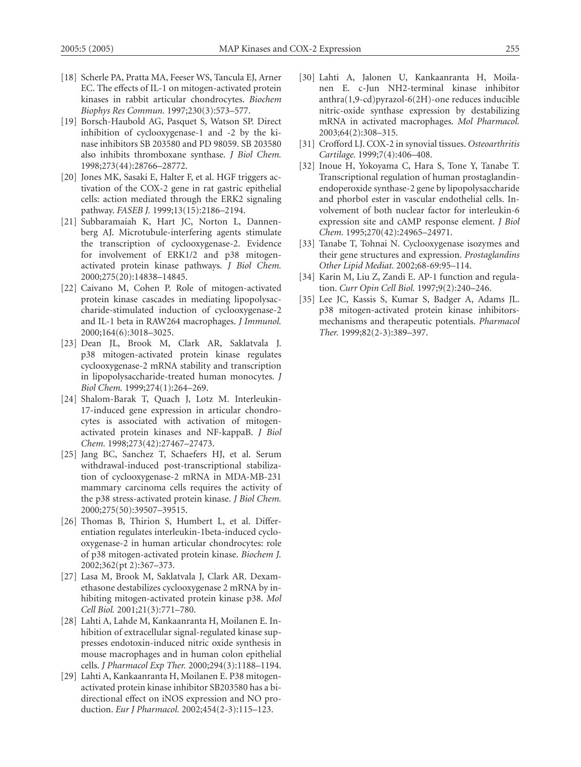[18] Scherle PA, Pratta MA, Feeser WS, Tancula EJ, Arner EC. The effects of IL-1 on mitogen-activated protein kinases in rabbit articular chondrocytes. *Biochem Biophys Res Commun.* 1997;230(3):573–577.

[19] Borsch-Haubold AG, Pasquet S, Watson SP. Direct inhibition of cyclooxygenase-1 and -2 by the kinase inhibitors SB 203580 and PD 98059. SB 203580 also inhibits thromboxane synthase. *J Biol Chem.* 1998;273(44):28766–28772.

[20] Jones MK, Sasaki E, Halter F, et al. HGF triggers activation of the COX-2 gene in rat gastric epithelial cells: action mediated through the ERK2 signaling pathway. *FASEB J.* 1999;13(15):2186–2194.

[21] Subbaramaiah K, Hart JC, Norton L, Dannenberg AJ. Microtubule-interfering agents stimulate the transcription of cyclooxygenase-2. Evidence for involvement of ERK1/2 and p38 mitogen-activated protein kinase pathways. *J Biol Chem.* 2000;275(20):14838–14845.

[22] Caivano M, Cohen P. Role of mitogen-activated protein kinase cascades in mediating lipopolysaccharide-stimulated induction of cyclooxygenase-2 and IL-1 beta in RAW264 macrophages. *J Immunol.* 2000;164(6):3018–3025.

[23] Dean JL, Brook M, Clark AR, Saklatvala J. p38 mitogen-activated protein kinase regulates cyclooxygenase-2 mRNA stability and transcription in lipopolysaccharide-treated human monocytes. *J Biol Chem.* 1999;274(1):264–269.

[24] Shalom-Barak T, Quach J, Lotz M. Interleukin-17-induced gene expression in articular chondrocytes is associated with activation of mitogen-activated protein kinases and NF-kappaB. *J Biol Chem.* 1998;273(42):27467–27473.

[25] Jang BC, Sanchez T, Schaefers HJ, et al. Serum withdrawal-induced post-transcriptional stabilization of cyclooxygenase-2 mRNA in MDA-MB-231 mammary carcinoma cells requires the activity of the p38 stress-activated protein kinase. *J Biol Chem.* 2000;275(50):39507–39515.

[26] Thomas B, Thirion S, Humbert L, et al. Differentiation regulates interleukin-1beta-induced cyclooxygenase-2 in human articular chondrocytes: role of p38 mitogen-activated protein kinase. *Biochem J.* 2002;362(pt 2):367–373.

[27] Lasa M, Brook M, Saklatvala J, Clark AR. Dexamethasone destabilizes cyclooxygenase 2 mRNA by inhibiting mitogen-activated protein kinase p38. *Mol Cell Biol.* 2001;21(3):771–780.

[28] Lahti A, Lahde M, Kankaanranta H, Moilanen E. Inhibition of extracellular signal-regulated kinase suppresses endotoxin-induced nitric oxide synthesis in mouse macrophages and in human colon epithelial cells. *J Pharmacol Exp Ther.* 2000;294(3):1188–1194.

[29] Lahti A, Kankaanranta H, Moilanen E. P38 mitogen-activated protein kinase inhibitor SB203580 has a bi-directional effect on iNOS expression and NO production. *Eur J Pharmacol.* 2002;454(2-3):115–123.

[30] Lahti A, Jalonen U, Kankaanranta H, Moilanen E. c-Jun NH2-terminal kinase inhibitor anthra(1,9-cd)pyrazol-6(2H)-one reduces inducible nitric-oxide synthase expression by destabilizing mRNA in activated macrophages. *Mol Pharmacol.* 2003;64(2):308–315.

[31] Crofford LJ. COX-2 in synovial tissues. *Osteoarthritis Cartilage.* 1999;7(4):406–408.

[32] Inoue H, Yokoyama C, Hara S, Tone Y, Tanabe T. Transcriptional regulation of human prostaglandin-endoperoxide synthase-2 gene by lipopolysaccharide and phorbol ester in vascular endothelial cells. Involvement of both nuclear factor for interleukin-6 expression site and cAMP response element. *J Biol Chem.* 1995;270(42):24965–24971.

[33] Tanabe T, Tohnai N. Cyclooxygenase isozymes and their gene structures and expression. *Prostaglandins Other Lipid Mediat.* 2002;68-69:95–114.

[34] Karin M, Liu Z, Zandi E. AP-1 function and regulation. *Curr Opin Cell Biol.* 1997;9(2):240–246.

[35] Lee JC, Kassis S, Kumar S, Badger A, Adams JL. p38 mitogen-activated protein kinase inhibitors-mechanisms and therapeutic potentials. *Pharmacol Ther.* 1999;82(2-3):389–397.